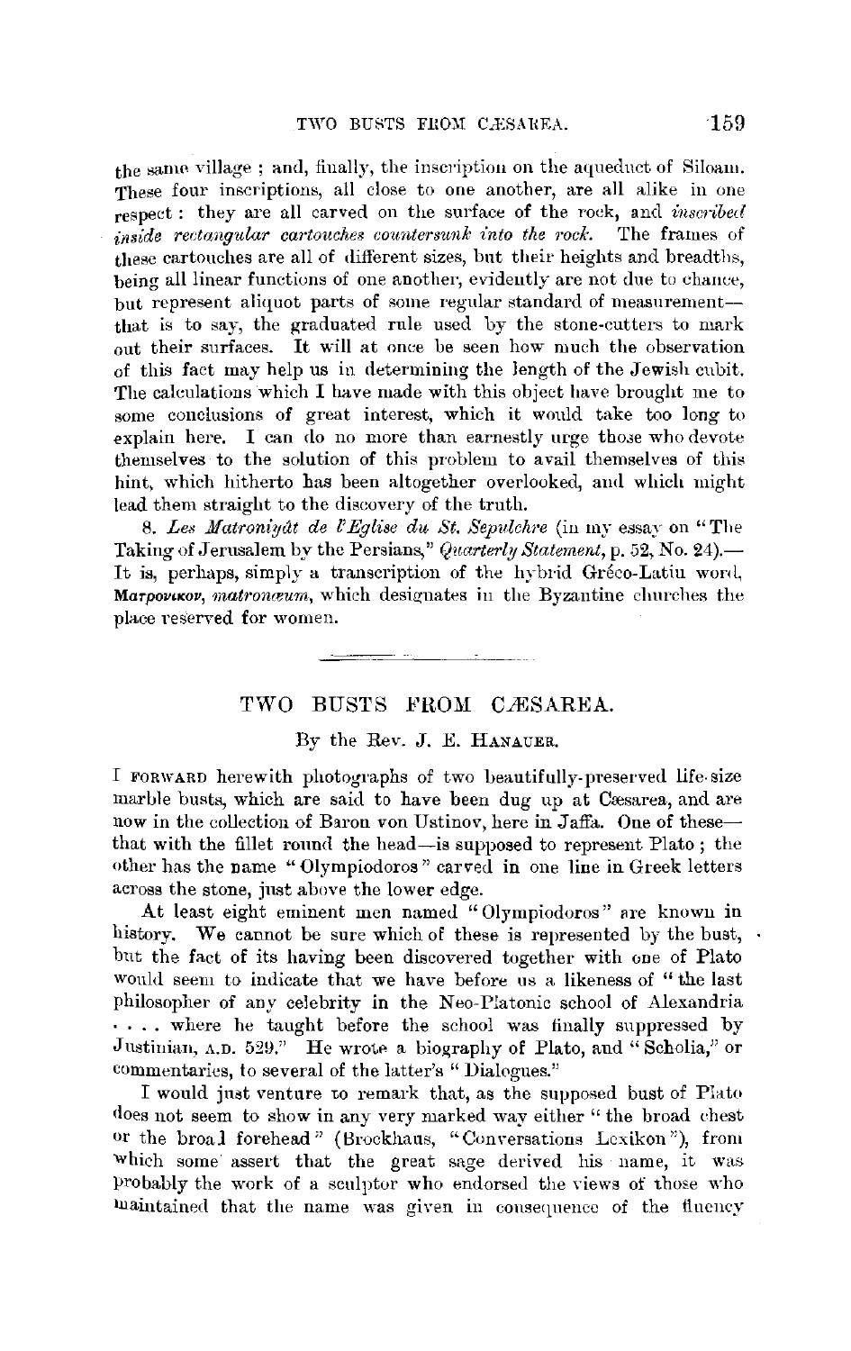the same village ; and, finally, the inscription on the aqueduct of Siloam. These four inscriptions, all close to one another, are all alike in one respect : they are all carved on the surface of the rock, and *inscribed inside rectangular cartouches countersunk into the rock.* The frames of these cartouches are all of different sizes, but their heights and breadths, being all linear functions of one another, evidently are not due to chance, but represent aliquot parts of some regular standard of measurement—that is to say, the graduated rule used by the stone-cutters to mark out their surfaces. It will at once be seen how much the observation of this fact may help us in determining the length of the Jewish cubit. The calculations which I have made with this object have brought me to some conclusions of great interest, which it would take too long to explain here. I can do no more than earnestly urge those who devote themselves to the solution of this problem to avail themselves of this hint, which hitherto has been altogether overlooked, and which might lead them straight to the discovery of the truth.

8. *Les Matroniyât de l'Eglise du St. Sepulchre* (in my essay on "The Taking of Jerusalem by the Persians," *Quarterly Statement*, p. 52, No. 24).—It is, perhaps, simply a transcription of the hybrid Gréco-Latin word, **Ματρονικον**, *matronæum*, which designates in the Byzantine churches the place reserved for women.

---

# TWO BUSTS FROM CÆSAREA.

By the Rev. J. E. Hanauer.

I forward herewith photographs of two beautifully-preserved life-size marble busts, which are said to have been dug up at Cæsarea, and are now in the collection of Baron von Ustinov, here in Jaffa. One of these—that with the fillet round the head—is supposed to represent Plato ; the other has the name "Olympiodoros" carved in one line in Greek letters across the stone, just above the lower edge.

At least eight eminent men named "Olympiodoros" are known in history. We cannot be sure which of these is represented by the bust, but the fact of its having been discovered together with one of Plato would seem to indicate that we have before us a likeness of "the last philosopher of any celebrity in the Neo-Platonic school of Alexandria . . . . where he taught before the school was finally suppressed by Justinian, A.D. 529." He wrote a biography of Plato, and "Scholia," or commentaries, to several of the latter's "Dialogues."

I would just venture to remark that, as the supposed bust of Plato does not seem to show in any very marked way either "the broad chest or the broad forehead" (Brockhaus, "Conversations Lexikon"), from which some assert that the great sage derived his name, it was probably the work of a sculptor who endorsed the views of those who maintained that the name was given in consequence of the fluency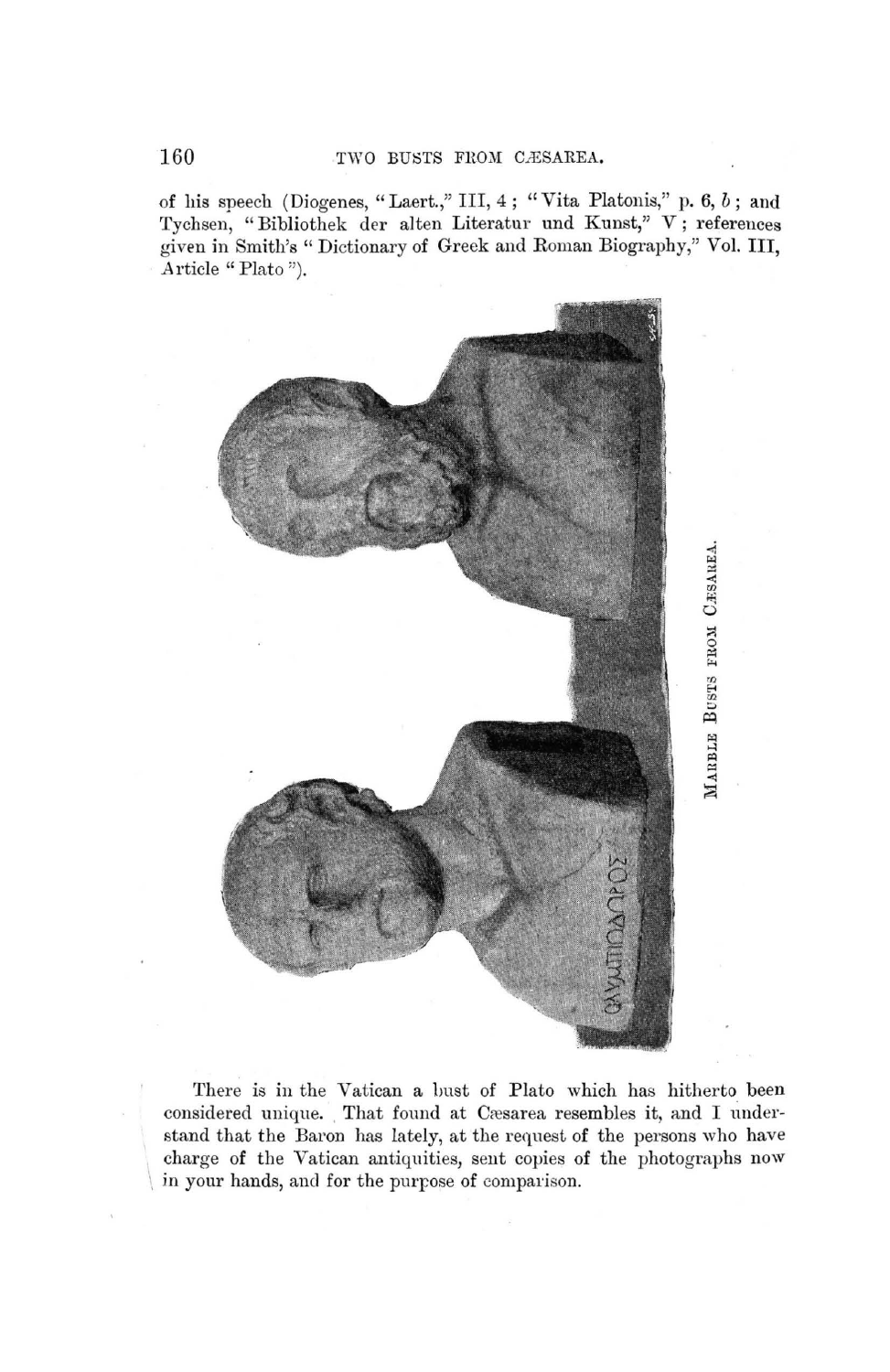of his speech (Diogenes, "Laert.," III, 4; "Vita Platonis," p. 6, b; and Tychsen, "Bibliothek der alten Literatur und Kunst," V; references given in Smith's "Dictionary of Greek and Roman Biography," Vol. III, Article "Plato").

MARBLE BUSTS FROM CÆSAREA.

There is in the Vatican a bust of Plato which has hitherto been considered unique. That found at Cæsarea resembles it, and I understand that the Baron has lately, at the request of the persons who have charge of the Vatican antiquities, sent copies of the photographs now in your hands, and for the purpose of comparison.